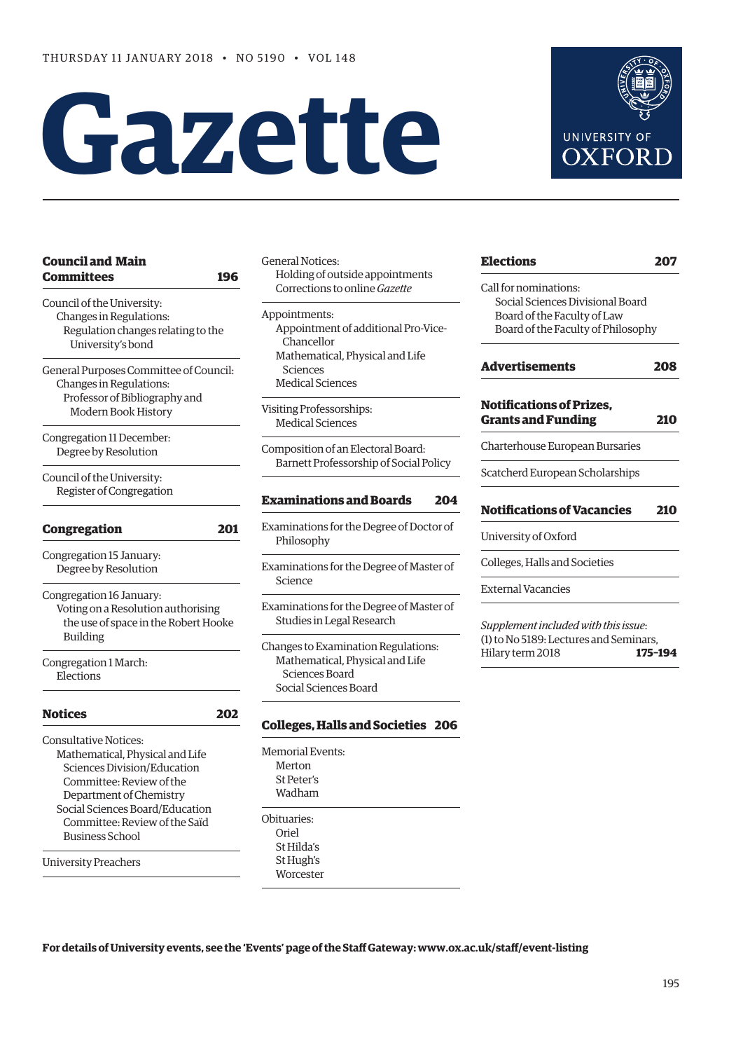THURSDAY 11 JANUARY 2018 • NO 5190 • VOL 148

# Gazette

UNIVERSITY OF OXFORD

## Council and Main Committees — 196

Council of the University:
- Changes in Regulations:
  - Regulation changes relating to the University's bond

General Purposes Committee of Council:
- Changes in Regulations:
  - Professor of Bibliography and Modern Book History

Congregation 11 December:
- Degree by Resolution

Council of the University:
- Register of Congregation

## Congregation — 201

Congregation 15 January:
- Degree by Resolution

Congregation 16 January:
- Voting on a Resolution authorising the use of space in the Robert Hooke Building

Congregation 1 March:
- Elections

## Notices — 202

Consultative Notices:
- Mathematical, Physical and Life Sciences Division/Education Committee: Review of the Department of Chemistry
- Social Sciences Board/Education Committee: Review of the Saïd Business School

University Preachers

General Notices:
- Holding of outside appointments
- Corrections to online *Gazette*

Appointments:
- Appointment of additional Pro-Vice-Chancellor
- Mathematical, Physical and Life Sciences
- Medical Sciences

Visiting Professorships:
- Medical Sciences

Composition of an Electoral Board:
- Barnett Professorship of Social Policy

## Examinations and Boards — 204

Examinations for the Degree of Doctor of Philosophy

Examinations for the Degree of Master of Science

Examinations for the Degree of Master of Studies in Legal Research

Changes to Examination Regulations:
- Mathematical, Physical and Life Sciences Board
- Social Sciences Board

## Colleges, Halls and Societies — 206

Memorial Events:
- Merton
- St Peter's
- Wadham

Obituaries:
- Oriel
- St Hilda's
- St Hugh's
- Worcester

## Elections — 207

Call for nominations:
- Social Sciences Divisional Board
- Board of the Faculty of Law
- Board of the Faculty of Philosophy

## Advertisements — 208

## Notifications of Prizes, Grants and Funding — 210

Charterhouse European Bursaries

Scatcherd European Scholarships

## Notifications of Vacancies — 210

University of Oxford

Colleges, Halls and Societies

External Vacancies

*Supplement included with this issue*:
(1) to No 5189: Lectures and Seminars, Hilary term 2018 — **175–194**

**For details of University events, see the 'Events' page of the Staff Gateway: www.ox.ac.uk/staff/event-listing**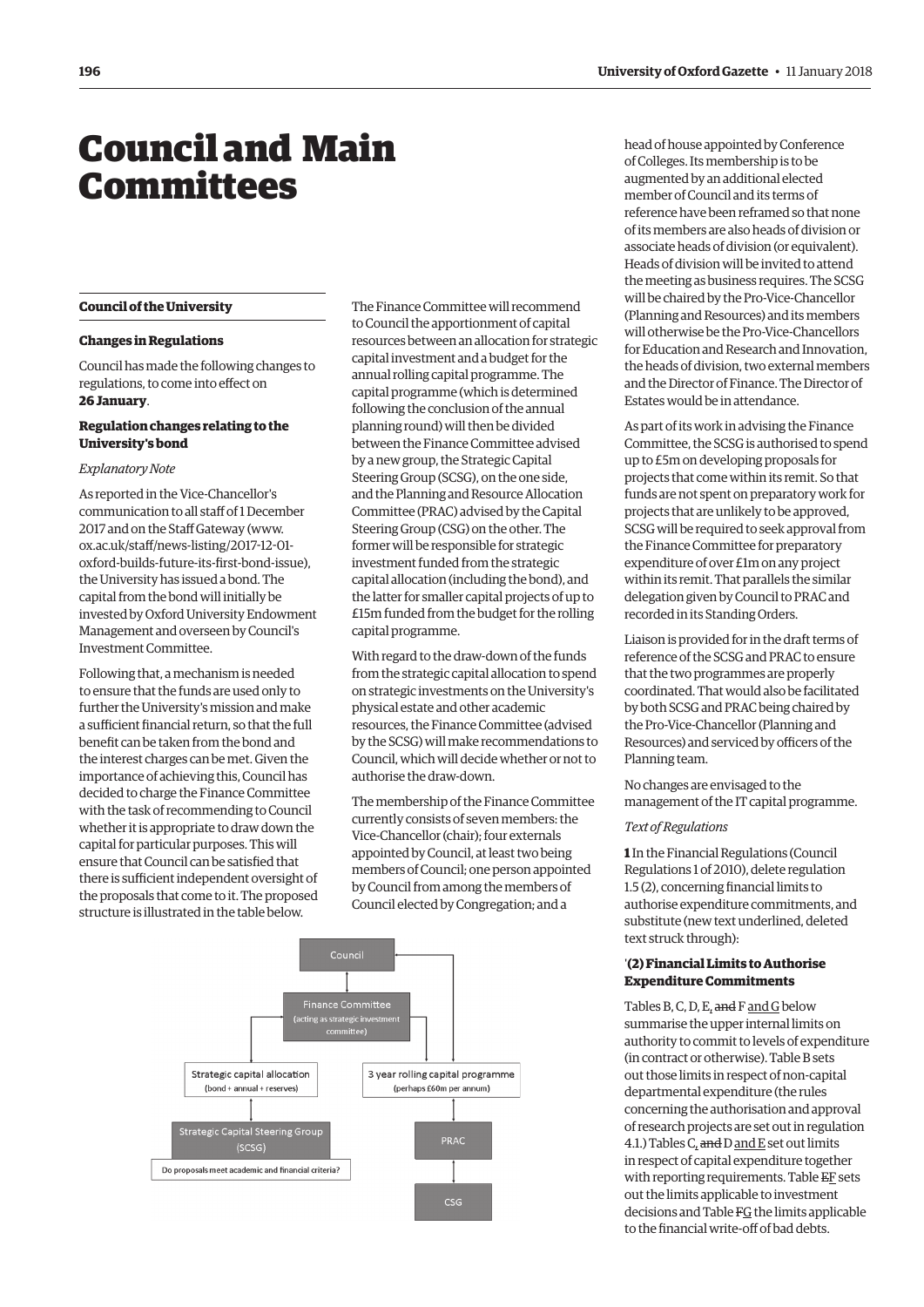# Council and Main Committees

## Council of the University

### Changes in Regulations

Council has made the following changes to regulations, to come into effect on **26 January**.

### Regulation changes relating to the University's bond

*Explanatory Note*

As reported in the Vice-Chancellor's communication to all staff of 1 December 2017 and on the Staff Gateway (www.ox.ac.uk/staff/news-listing/2017-12-01-oxford-builds-future-its-first-bond-issue), the University has issued a bond. The capital from the bond will initially be invested by Oxford University Endowment Management and overseen by Council's Investment Committee.

Following that, a mechanism is needed to ensure that the funds are used only to further the University's mission and make a sufficient financial return, so that the full benefit can be taken from the bond and the interest charges can be met. Given the importance of achieving this, Council has decided to charge the Finance Committee with the task of recommending to Council whether it is appropriate to draw down the capital for particular purposes. This will ensure that Council can be satisfied that there is sufficient independent oversight of the proposals that come to it. The proposed structure is illustrated in the table below.

The Finance Committee will recommend to Council the apportionment of capital resources between an allocation for strategic capital investment and a budget for the annual rolling capital programme. The capital programme (which is determined following the conclusion of the annual planning round) will then be divided between the Finance Committee advised by a new group, the Strategic Capital Steering Group (SCSG), on the one side, and the Planning and Resource Allocation Committee (PRAC) advised by the Capital Steering Group (CSG) on the other. The former will be responsible for strategic investment funded from the strategic capital allocation (including the bond), and the latter for smaller capital projects of up to £15m funded from the budget for the rolling capital programme.

With regard to the draw-down of the funds from the strategic capital allocation to spend on strategic investments on the University's physical estate and other academic resources, the Finance Committee (advised by the SCSG) will make recommendations to Council, which will decide whether or not to authorise the draw-down.

The membership of the Finance Committee currently consists of seven members: the Vice-Chancellor (chair); four externals appointed by Council, at least two being members of Council; one person appointed by Council from among the members of Council elected by Congregation; and a head of house appointed by Conference of Colleges. Its membership is to be augmented by an additional elected member of Council and its terms of reference have been reframed so that none of its members are also heads of division or associate heads of division (or equivalent). Heads of division will be invited to attend the meeting as business requires. The SCSG will be chaired by the Pro-Vice-Chancellor (Planning and Resources) and its members will otherwise be the Pro-Vice-Chancellors for Education and Research and Innovation, the heads of division, two external members and the Director of Finance. The Director of Estates would be in attendance.

Council
Finance Committee (acting as strategic investment committee)
Strategic capital allocation (bond + annual + reserves)
3 year rolling capital programme (perhaps £60m per annum)
Strategic Capital Steering Group (SCSG)
Do proposals meet academic and financial criteria?
PRAC
CSG

As part of its work in advising the Finance Committee, the SCSG is authorised to spend up to £5m on developing proposals for projects that come within its remit. So that funds are not spent on preparatory work for projects that are unlikely to be approved, SCSG will be required to seek approval from the Finance Committee for preparatory expenditure of over £1m on any project within its remit. That parallels the similar delegation given by Council to PRAC and recorded in its Standing Orders.

Liaison is provided for in the draft terms of reference of the SCSG and PRAC to ensure that the two programmes are properly coordinated. That would also be facilitated by both SCSG and PRAC being chaired by the Pro-Vice-Chancellor (Planning and Resources) and serviced by officers of the Planning team.

No changes are envisaged to the management of the IT capital programme.

*Text of Regulations*

**1** In the Financial Regulations (Council Regulations 1 of 2010), delete regulation 1.5 (2), concerning financial limits to authorise expenditure commitments, and substitute (new text underlined, deleted text struck through):

'**(2) Financial Limits to Authorise Expenditure Commitments**

Tables B, C, D, E, ~~and~~ F <u>and G</u> below summarise the upper internal limits on authority to commit to levels of expenditure (in contract or otherwise). Table B sets out those limits in respect of non-capital departmental expenditure (the rules concerning the authorisation and approval of research projects are set out in regulation 4.1.) Tables C, ~~and~~ D <u>and E</u> set out limits in respect of capital expenditure together with reporting requirements. Table ~~E~~<u>F</u> sets out the limits applicable to investment decisions and Table ~~F~~<u>G</u> the limits applicable to the financial write-off of bad debts.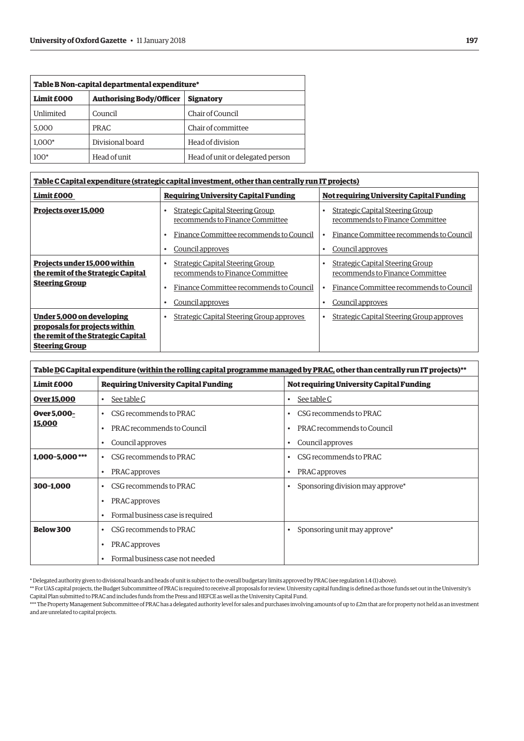| Table B Non-capital departmental expenditure* | | |
|---|---|---|
| **Limit £000** | **Authorising Body/Officer** | **Signatory** |
| Unlimited | Council | Chair of Council |
| 5,000 | PRAC | Chair of committee |
| 1,000* | Divisional board | Head of division |
| 100* | Head of unit | Head of unit or delegated person |

| Table C Capital expenditure (strategic capital investment, other than centrally run IT projects) | | |
|---|---|---|
| **Limit £000** | **Requiring University Capital Funding** | **Not requiring University Capital Funding** |
| **Projects over 15,000** | • Strategic Capital Steering Group recommends to Finance Committee<br>• Finance Committee recommends to Council<br>• Council approves | • Strategic Capital Steering Group recommends to Finance Committee<br>• Finance Committee recommends to Council<br>• Council approves |
| **Projects under 15,000 within the remit of the Strategic Capital Steering Group** | • Strategic Capital Steering Group recommends to Finance Committee<br>• Finance Committee recommends to Council<br>• Council approves | • Strategic Capital Steering Group recommends to Finance Committee<br>• Finance Committee recommends to Council<br>• Council approves |
| **Under 5,000 on developing proposals for projects within the remit of the Strategic Capital Steering Group** | • Strategic Capital Steering Group approves | • Strategic Capital Steering Group approves |

| Table ~~C~~ D Capital expenditure (within the rolling capital programme managed by PRAC, other than centrally run IT projects)** | | |
|---|---|---|
| **Limit £000** | **Requiring University Capital Funding** | **Not requiring University Capital Funding** |
| **Over 15,000** | • See table C | • See table C |
| **~~Over~~ 5,000–15,000** | • CSG recommends to PRAC<br>• PRAC recommends to Council<br>• Council approves | • CSG recommends to PRAC<br>• PRAC recommends to Council<br>• Council approves |
| **1,000–5,000 \*\*\*** | • CSG recommends to PRAC<br>• PRAC approves | • CSG recommends to PRAC<br>• PRAC approves |
| **300–1,000** | • CSG recommends to PRAC<br>• PRAC approves<br>• Formal business case is required | • Sponsoring division may approve* |
| **Below 300** | • CSG recommends to PRAC<br>• PRAC approves<br>• Formal business case not needed | • Sponsoring unit may approve* |

\* Delegated authority given to divisional boards and heads of unit is subject to the overall budgetary limits approved by PRAC (see regulation 1.4 (1) above).

\*\* For UAS capital projects, the Budget Subcommittee of PRAC is required to receive all proposals for review. University capital funding is defined as those funds set out in the University's Capital Plan submitted to PRAC and includes funds from the Press and HEFCE as well as the University Capital Fund.

\*\*\* The Property Management Subcommittee of PRAC has a delegated authority level for sales and purchases involving amounts of up to £2m that are for property not held as an investment and are unrelated to capital projects.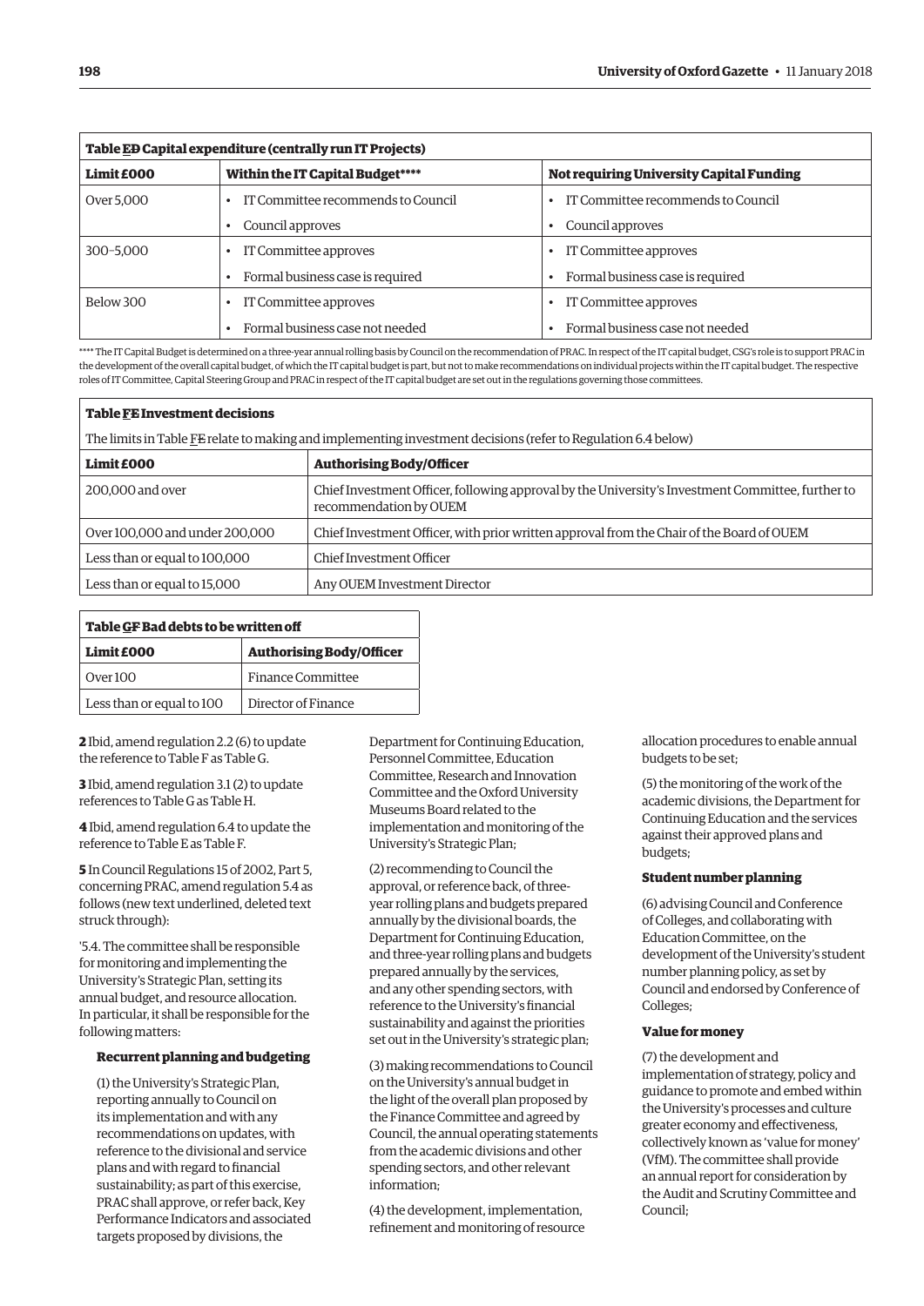| Table ~~D~~E Capital expenditure (centrally run IT Projects) | | |
|---|---|---|
| **Limit £000** | **Within the IT Capital Budget\*\*\*\*** | **Not requiring University Capital Funding** |
| Over 5,000 | • IT Committee recommends to Council<br>• Council approves | • IT Committee recommends to Council<br>• Council approves |
| 300–5,000 | • IT Committee approves<br>• Formal business case is required | • IT Committee approves<br>• Formal business case is required |
| Below 300 | • IT Committee approves<br>• Formal business case not needed | • IT Committee approves<br>• Formal business case not needed |

\*\*\*\* The IT Capital Budget is determined on a three-year annual rolling basis by Council on the recommendation of PRAC. In respect of the IT capital budget, CSG's role is to support PRAC in the development of the overall capital budget, of which the IT capital budget is part, but not to make recommendations on individual projects within the IT capital budget. The respective roles of IT Committee, Capital Steering Group and PRAC in respect of the IT capital budget are set out in the regulations governing those committees.

| Table ~~E~~F Investment decisions | |
|---|---|
| The limits in Table ~~E~~F relate to making and implementing investment decisions (refer to Regulation 6.4 below) | |
| **Limit £000** | **Authorising Body/Officer** |
| 200,000 and over | Chief Investment Officer, following approval by the University's Investment Committee, further to recommendation by OUEM |
| Over 100,000 and under 200,000 | Chief Investment Officer, with prior written approval from the Chair of the Board of OUEM |
| Less than or equal to 100,000 | Chief Investment Officer |
| Less than or equal to 15,000 | Any OUEM Investment Director |

| Table ~~F~~G Bad debts to be written off | |
|---|---|
| **Limit £000** | **Authorising Body/Officer** |
| Over 100 | Finance Committee |
| Less than or equal to 100 | Director of Finance |

**2** Ibid, amend regulation 2.2 (6) to update the reference to Table F as Table G.

**3** Ibid, amend regulation 3.1 (2) to update references to Table G as Table H.

**4** Ibid, amend regulation 6.4 to update the reference to Table E as Table F.

**5** In Council Regulations 15 of 2002, Part 5, concerning PRAC, amend regulation 5.4 as follows (new text underlined, deleted text struck through):

'5.4. The committee shall be responsible for monitoring and implementing the University's Strategic Plan, setting its annual budget, and resource allocation. In particular, it shall be responsible for the following matters:

**Recurrent planning and budgeting**

(1) the University's Strategic Plan, reporting annually to Council on its implementation and with any recommendations on updates, with reference to the divisional and service plans and with regard to financial sustainability; as part of this exercise, PRAC shall approve, or refer back, Key Performance Indicators and associated targets proposed by divisions, the Department for Continuing Education, Personnel Committee, Education Committee, Research and Innovation Committee and the Oxford University Museums Board related to the implementation and monitoring of the University's Strategic Plan;

(2) recommending to Council the approval, or reference back, of three-year rolling plans and budgets prepared annually by the divisional boards, the Department for Continuing Education, and three-year rolling plans and budgets prepared annually by the services, and any other spending sectors, with reference to the University's financial sustainability and against the priorities set out in the University's strategic plan;

(3) making recommendations to Council on the University's annual budget in the light of the overall plan proposed by the Finance Committee and agreed by Council, the annual operating statements from the academic divisions and other spending sectors, and other relevant information;

(4) the development, implementation, refinement and monitoring of resource allocation procedures to enable annual budgets to be set;

(5) the monitoring of the work of the academic divisions, the Department for Continuing Education and the services against their approved plans and budgets;

**Student number planning**

(6) advising Council and Conference of Colleges, and collaborating with Education Committee, on the development of the University's student number planning policy, as set by Council and endorsed by Conference of Colleges;

**Value for money**

(7) the development and implementation of strategy, policy and guidance to promote and embed within the University's processes and culture greater economy and effectiveness, collectively known as 'value for money' (VfM). The committee shall provide an annual report for consideration by the Audit and Scrutiny Committee and Council;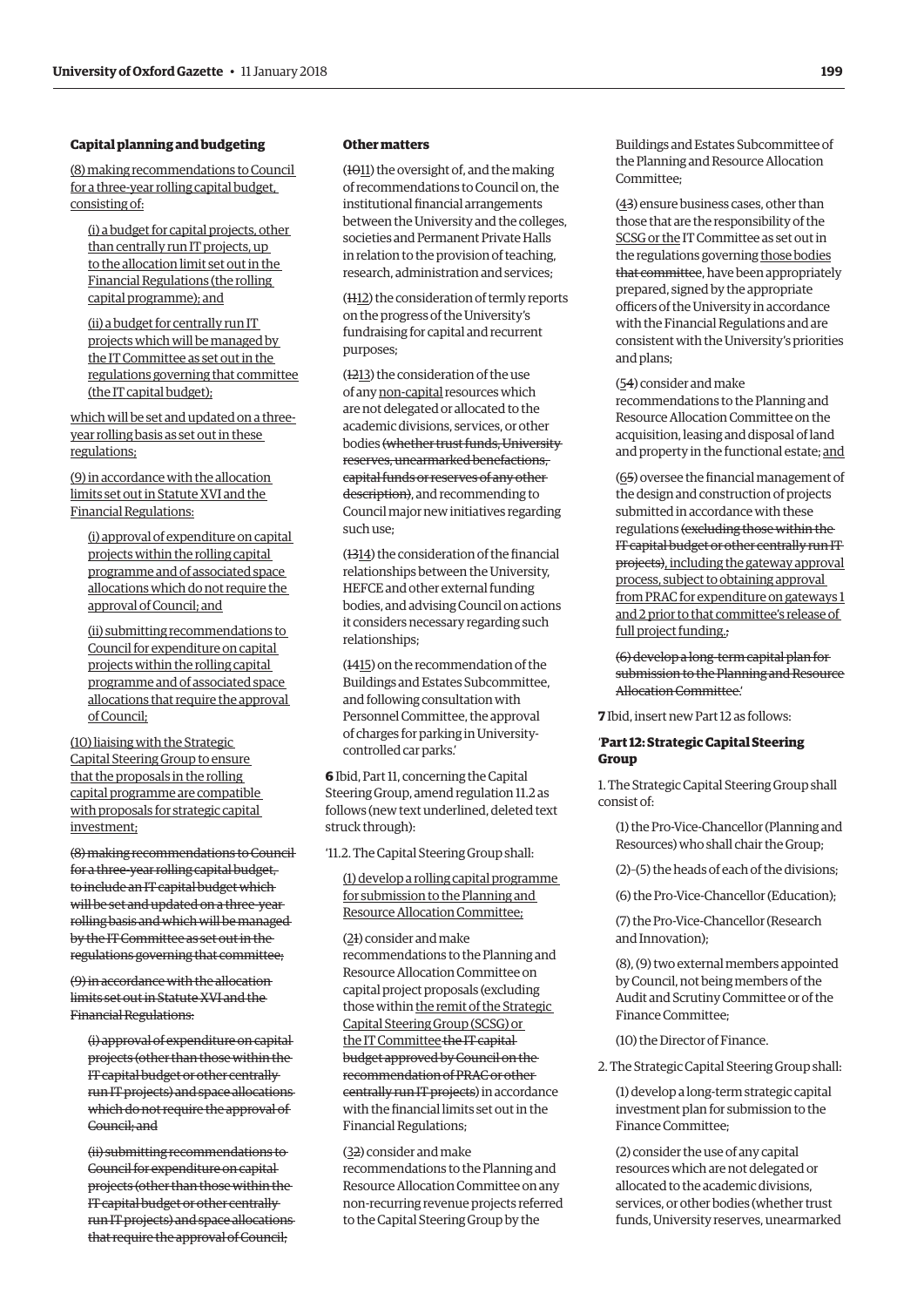**Capital planning and budgeting**

(8) making recommendations to Council for a three-year rolling capital budget, consisting of:

(i) a budget for capital projects, other than centrally run IT projects, up to the allocation limit set out in the Financial Regulations (the rolling capital programme); and

(ii) a budget for centrally run IT projects which will be managed by the IT Committee as set out in the regulations governing that committee (the IT capital budget);

which will be set and updated on a three-year rolling basis as set out in these regulations;

(9) in accordance with the allocation limits set out in Statute XVI and the Financial Regulations:

(i) approval of expenditure on capital projects within the rolling capital programme and of associated space allocations which do not require the approval of Council; and

(ii) submitting recommendations to Council for expenditure on capital projects within the rolling capital programme and of associated space allocations that require the approval of Council;

(10) liaising with the Strategic Capital Steering Group to ensure that the proposals in the rolling capital programme are compatible with proposals for strategic capital investment;

~~(8) making recommendations to Council for a three-year rolling capital budget, to include an IT capital budget which will be set and updated on a three-year rolling basis and which will be managed by the IT Committee as set out in the regulations governing that committee;~~

~~(9) in accordance with the allocation limits set out in Statute XVI and the Financial Regulations:~~

~~(i) approval of expenditure on capital projects (other than those within the IT capital budget or other centrally run IT projects) and space allocations which do not require the approval of Council; and~~

~~(ii) submitting recommendations to Council for expenditure on capital projects (other than those within the IT capital budget or other centrally run IT projects) and space allocations that require the approval of Council;~~

**Other matters**

(~~10~~11) the oversight of, and the making of recommendations to Council on, the institutional financial arrangements between the University and the colleges, societies and Permanent Private Halls in relation to the provision of teaching, research, administration and services;

(~~11~~12) the consideration of termly reports on the progress of the University's fundraising for capital and recurrent purposes;

(~~12~~13) the consideration of the use of any non-capital resources which are not delegated or allocated to the academic divisions, services, or other bodies ~~(whether trust funds, University reserves, unearmarked benefactions, capital funds or reserves of any other description)~~, and recommending to Council major new initiatives regarding such use;

(~~13~~14) the consideration of the financial relationships between the University, HEFCE and other external funding bodies, and advising Council on actions it considers necessary regarding such relationships;

(~~14~~15) on the recommendation of the Buildings and Estates Subcommittee, and following consultation with Personnel Committee, the approval of charges for parking in University-controlled car parks.'

**6** Ibid, Part 11, concerning the Capital Steering Group, amend regulation 11.2 as follows (new text underlined, deleted text struck through):

'11.2. The Capital Steering Group shall:

(1) develop a rolling capital programme for submission to the Planning and Resource Allocation Committee;

(2~~1~~) consider and make recommendations to the Planning and Resource Allocation Committee on capital project proposals (excluding those within the remit of the Strategic Capital Steering Group (SCSG) or the IT Committee ~~the IT capital budget approved by Council on the recommendation of PRAC or other centrally run IT projects~~) in accordance with the financial limits set out in the Financial Regulations;

(3~~2~~) consider and make recommendations to the Planning and Resource Allocation Committee on any non-recurring revenue projects referred to the Capital Steering Group by the Buildings and Estates Subcommittee of the Planning and Resource Allocation Committee;

(4~~3~~) ensure business cases, other than those that are the responsibility of the SCSG or the IT Committee as set out in the regulations governing those bodies ~~that committee~~, have been appropriately prepared, signed by the appropriate officers of the University in accordance with the Financial Regulations and are consistent with the University's priorities and plans;

(5~~4~~) consider and make recommendations to the Planning and Resource Allocation Committee on the acquisition, leasing and disposal of land and property in the functional estate; and

(6~~5~~) oversee the financial management of the design and construction of projects submitted in accordance with these regulations ~~(excluding those within the IT capital budget or other centrally run IT projects)~~, including the gateway approval process, subject to obtaining approval from PRAC for expenditure on gateways 1 and 2 prior to that committee's release of full project funding.~~;~~

~~(6) develop a long-term capital plan for submission to the Planning and Resource Allocation Committee.~~'

**7** Ibid, insert new Part 12 as follows:

'**Part 12: Strategic Capital Steering Group**

1. The Strategic Capital Steering Group shall consist of:

(1) the Pro-Vice-Chancellor (Planning and Resources) who shall chair the Group;

(2)–(5) the heads of each of the divisions;

(6) the Pro-Vice-Chancellor (Education);

(7) the Pro-Vice-Chancellor (Research and Innovation);

(8), (9) two external members appointed by Council, not being members of the Audit and Scrutiny Committee or of the Finance Committee;

(10) the Director of Finance.

2. The Strategic Capital Steering Group shall:

(1) develop a long-term strategic capital investment plan for submission to the Finance Committee;

(2) consider the use of any capital resources which are not delegated or allocated to the academic divisions, services, or other bodies (whether trust funds, University reserves, unearmarked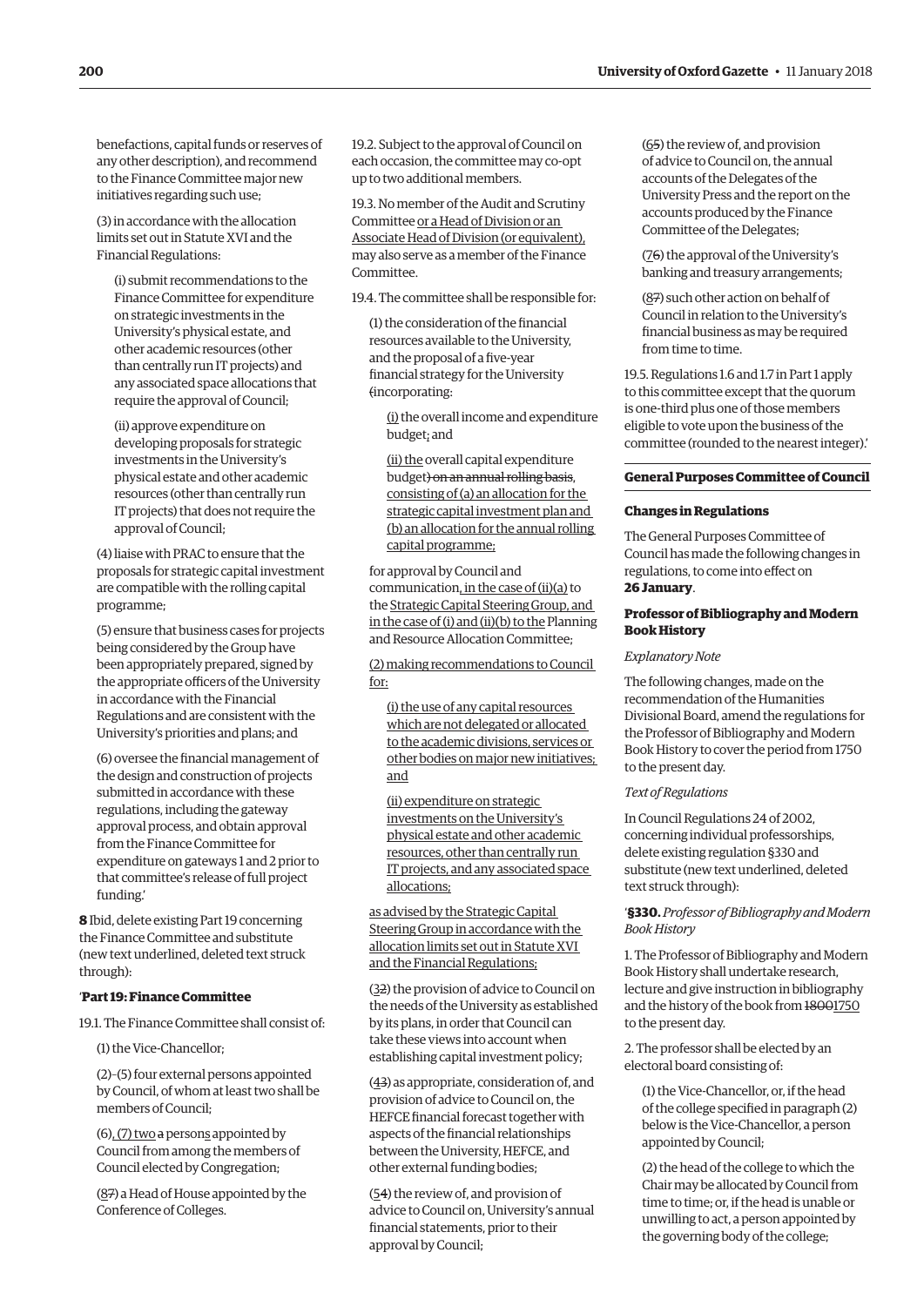benefactions, capital funds or reserves of any other description), and recommend to the Finance Committee major new initiatives regarding such use;

(3) in accordance with the allocation limits set out in Statute XVI and the Financial Regulations:

(i) submit recommendations to the Finance Committee for expenditure on strategic investments in the University's physical estate, and other academic resources (other than centrally run IT projects) and any associated space allocations that require the approval of Council;

(ii) approve expenditure on developing proposals for strategic investments in the University's physical estate and other academic resources (other than centrally run IT projects) that does not require the approval of Council;

(4) liaise with PRAC to ensure that the proposals for strategic capital investment are compatible with the rolling capital programme;

(5) ensure that business cases for projects being considered by the Group have been appropriately prepared, signed by the appropriate officers of the University in accordance with the Financial Regulations and are consistent with the University's priorities and plans; and

(6) oversee the financial management of the design and construction of projects submitted in accordance with these regulations, including the gateway approval process, and obtain approval from the Finance Committee for expenditure on gateways 1 and 2 prior to that committee's release of full project funding.'

**8** Ibid, delete existing Part 19 concerning the Finance Committee and substitute (new text underlined, deleted text struck through):

'**Part 19: Finance Committee**

19.1. The Finance Committee shall consist of:

(1) the Vice-Chancellor;

(2)–(5) four external persons appointed by Council, of whom at least two shall be members of Council;

(6), (7) two ~~a~~ persons appointed by Council from among the members of Council elected by Congregation;

(8~~7~~) a Head of House appointed by the Conference of Colleges.

19.2. Subject to the approval of Council on each occasion, the committee may co-opt up to two additional members.

19.3. No member of the Audit and Scrutiny Committee or a Head of Division or an Associate Head of Division (or equivalent), may also serve as a member of the Finance Committee.

19.4. The committee shall be responsible for:

(1) the consideration of the financial resources available to the University, and the proposal of a five-year financial strategy for the University ~~(~~incorporating:

(i) the overall income and expenditure budget; and

(ii) the overall capital expenditure budget~~) on an annual rolling basis~~, consisting of (a) an allocation for the strategic capital investment plan and (b) an allocation for the annual rolling capital programme;

for approval by Council and communication, in the case of (ii)(a) to the Strategic Capital Steering Group, and in the case of (i) and (ii)(b) to the Planning and Resource Allocation Committee;

(2) making recommendations to Council for:

(i) the use of any capital resources which are not delegated or allocated to the academic divisions, services or other bodies on major new initiatives; and

(ii) expenditure on strategic investments on the University's physical estate and other academic resources, other than centrally run IT projects, and any associated space allocations;

as advised by the Strategic Capital Steering Group in accordance with the allocation limits set out in Statute XVI and the Financial Regulations;

(3~~2~~) the provision of advice to Council on the needs of the University as established by its plans, in order that Council can take these views into account when establishing capital investment policy;

(4~~3~~) as appropriate, consideration of, and provision of advice to Council on, the HEFCE financial forecast together with aspects of the financial relationships between the University, HEFCE, and other external funding bodies;

(5~~4~~) the review of, and provision of advice to Council on, University's annual financial statements, prior to their approval by Council;

(6~~5~~) the review of, and provision of advice to Council on, the annual accounts of the Delegates of the University Press and the report on the accounts produced by the Finance Committee of the Delegates;

(7~~6~~) the approval of the University's banking and treasury arrangements;

(8~~7~~) such other action on behalf of Council in relation to the University's financial business as may be required from time to time.

19.5. Regulations 1.6 and 1.7 in Part 1 apply to this committee except that the quorum is one-third plus one of those members eligible to vote upon the business of the committee (rounded to the nearest integer).'

## General Purposes Committee of Council

### Changes in Regulations

The General Purposes Committee of Council has made the following changes in regulations, to come into effect on **26 January**.

### Professor of Bibliography and Modern Book History

*Explanatory Note*

The following changes, made on the recommendation of the Humanities Divisional Board, amend the regulations for the Professor of Bibliography and Modern Book History to cover the period from 1750 to the present day.

*Text of Regulations*

In Council Regulations 24 of 2002, concerning individual professorships, delete existing regulation §330 and substitute (new text underlined, deleted text struck through):

'**§330.** *Professor of Bibliography and Modern Book History*

1. The Professor of Bibliography and Modern Book History shall undertake research, lecture and give instruction in bibliography and the history of the book from ~~1800~~1750 to the present day.

2. The professor shall be elected by an electoral board consisting of:

(1) the Vice-Chancellor, or, if the head of the college specified in paragraph (2) below is the Vice-Chancellor, a person appointed by Council;

(2) the head of the college to which the Chair may be allocated by Council from time to time; or, if the head is unable or unwilling to act, a person appointed by the governing body of the college;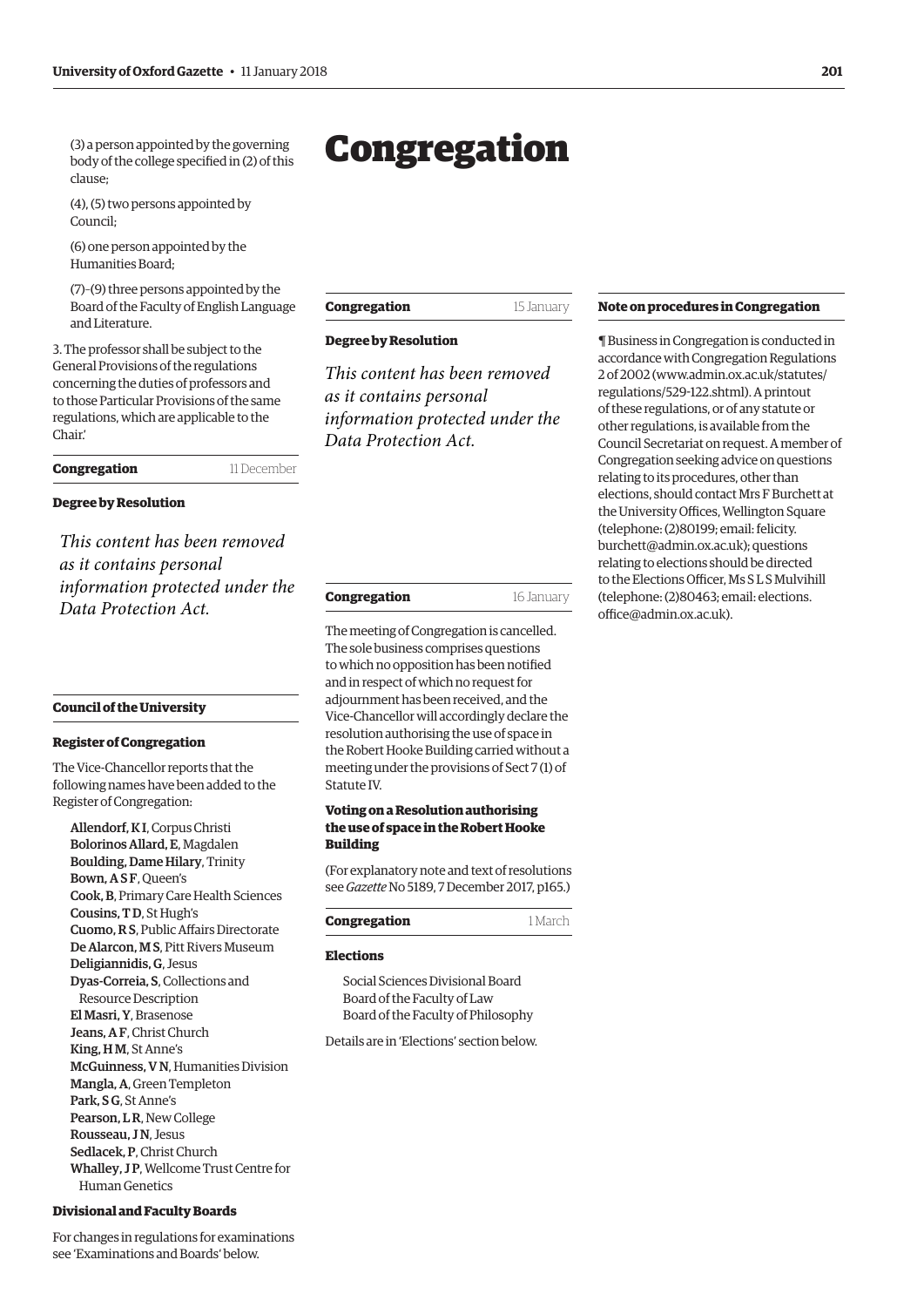(3) a person appointed by the governing body of the college specified in (2) of this clause;

(4), (5) two persons appointed by Council;

(6) one person appointed by the Humanities Board;

(7)–(9) three persons appointed by the Board of the Faculty of English Language and Literature.

3. The professor shall be subject to the General Provisions of the regulations concerning the duties of professors and to those Particular Provisions of the same regulations, which are applicable to the Chair.'

**Congregation** 11 December

**Degree by Resolution**

*This content has been removed as it contains personal information protected under the Data Protection Act.*

**Council of the University**

**Register of Congregation**

The Vice-Chancellor reports that the following names have been added to the Register of Congregation:

**Allendorf, K I**, Corpus Christi
**Bolorinos Allard, E**, Magdalen
**Boulding, Dame Hilary**, Trinity
**Bown, A S F**, Queen's
**Cook, B**, Primary Care Health Sciences
**Cousins, T D**, St Hugh's
**Cuomo, R S**, Public Affairs Directorate
**De Alarcon, M S**, Pitt Rivers Museum
**Deligiannidis, G**, Jesus
**Dyas-Correia, S**, Collections and Resource Description
**El Masri, Y**, Brasenose
**Jeans, A F**, Christ Church
**King, H M**, St Anne's
**McGuinness, V N**, Humanities Division
**Mangla, A**, Green Templeton
**Park, S G**, St Anne's
**Pearson, L R**, New College
**Rousseau, J N**, Jesus
**Sedlacek, P**, Christ Church
**Whalley, J P**, Wellcome Trust Centre for Human Genetics

**Divisional and Faculty Boards**

For changes in regulations for examinations see 'Examinations and Boards' below.

# Congregation

**Congregation** 15 January

**Degree by Resolution**

*This content has been removed as it contains personal information protected under the Data Protection Act.*

**Congregation** 16 January

The meeting of Congregation is cancelled. The sole business comprises questions to which no opposition has been notified and in respect of which no request for adjournment has been received, and the Vice-Chancellor will accordingly declare the resolution authorising the use of space in the Robert Hooke Building carried without a meeting under the provisions of Sect 7 (1) of Statute IV.

**Voting on a Resolution authorising the use of space in the Robert Hooke Building**

(For explanatory note and text of resolutions see *Gazette* No 5189, 7 December 2017, p165.)

**Congregation** 1 March

**Elections**

Social Sciences Divisional Board
Board of the Faculty of Law
Board of the Faculty of Philosophy

Details are in 'Elections' section below.

**Note on procedures in Congregation**

¶ Business in Congregation is conducted in accordance with Congregation Regulations 2 of 2002 (www.admin.ox.ac.uk/statutes/regulations/529-122.shtml). A printout of these regulations, or of any statute or other regulations, is available from the Council Secretariat on request. A member of Congregation seeking advice on questions relating to its procedures, other than elections, should contact Mrs F Burchett at the University Offices, Wellington Square (telephone: (2)80199; email: felicity.burchett@admin.ox.ac.uk); questions relating to elections should be directed to the Elections Officer, Ms S L S Mulvihill (telephone: (2)80463; email: elections.office@admin.ox.ac.uk).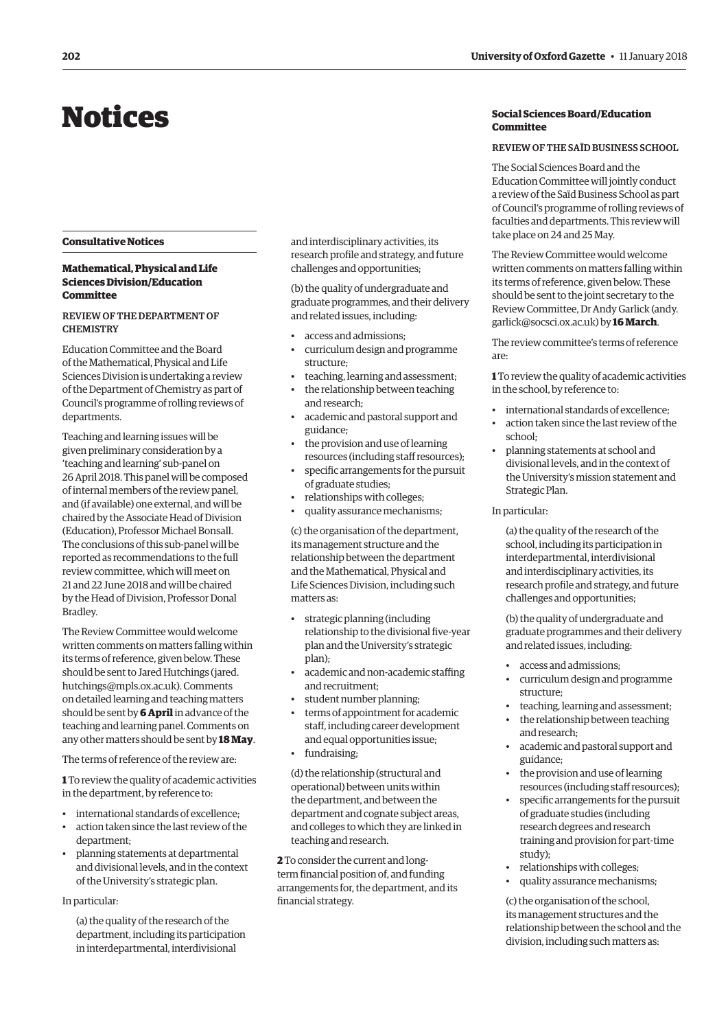# Notices

## Consultative Notices

### Mathematical, Physical and Life Sciences Division/Education Committee

REVIEW OF THE DEPARTMENT OF CHEMISTRY

Education Committee and the Board of the Mathematical, Physical and Life Sciences Division is undertaking a review of the Department of Chemistry as part of Council's programme of rolling reviews of departments.

Teaching and learning issues will be given preliminary consideration by a 'teaching and learning' sub-panel on 26 April 2018. This panel will be composed of internal members of the review panel, and (if available) one external, and will be chaired by the Associate Head of Division (Education), Professor Michael Bonsall. The conclusions of this sub-panel will be reported as recommendations to the full review committee, which will meet on 21 and 22 June 2018 and will be chaired by the Head of Division, Professor Donal Bradley.

The Review Committee would welcome written comments on matters falling within its terms of reference, given below. These should be sent to Jared Hutchings (jared.hutchings@mpls.ox.ac.uk). Comments on detailed learning and teaching matters should be sent by **6 April** in advance of the teaching and learning panel. Comments on any other matters should be sent by **18 May**.

The terms of reference of the review are:

**1** To review the quality of academic activities in the department, by reference to:

- international standards of excellence;
- action taken since the last review of the department;
- planning statements at departmental and divisional levels, and in the context of the University's strategic plan.

In particular:

(a) the quality of the research of the department, including its participation in interdepartmental, interdivisional and interdisciplinary activities, its research profile and strategy, and future challenges and opportunities;

(b) the quality of undergraduate and graduate programmes, and their delivery and related issues, including:

- access and admissions;
- curriculum design and programme structure;
- teaching, learning and assessment;
- the relationship between teaching and research;
- academic and pastoral support and guidance;
- the provision and use of learning resources (including staff resources);
- specific arrangements for the pursuit of graduate studies;
- relationships with colleges;
- quality assurance mechanisms;

(c) the organisation of the department, its management structure and the relationship between the department and the Mathematical, Physical and Life Sciences Division, including such matters as:

- strategic planning (including relationship to the divisional five-year plan and the University's strategic plan);
- academic and non-academic staffing and recruitment;
- student number planning;
- terms of appointment for academic staff, including career development and equal opportunities issue;
- fundraising;

(d) the relationship (structural and operational) between units within the department, and between the department and cognate subject areas, and colleges to which they are linked in teaching and research.

**2** To consider the current and long-term financial position of, and funding arrangements for, the department, and its financial strategy.

### Social Sciences Board/Education Committee

REVIEW OF THE SAÏD BUSINESS SCHOOL

The Social Sciences Board and the Education Committee will jointly conduct a review of the Saïd Business School as part of Council's programme of rolling reviews of faculties and departments. This review will take place on 24 and 25 May.

The Review Committee would welcome written comments on matters falling within its terms of reference, given below. These should be sent to the joint secretary to the Review Committee, Dr Andy Garlick (andy.garlick@socsci.ox.ac.uk) by **16 March**.

The review committee's terms of reference are:

**1** To review the quality of academic activities in the school, by reference to:

- international standards of excellence;
- action taken since the last review of the school;
- planning statements at school and divisional levels, and in the context of the University's mission statement and Strategic Plan.

In particular:

(a) the quality of the research of the school, including its participation in interdepartmental, interdivisional and interdisciplinary activities, its research profile and strategy, and future challenges and opportunities;

(b) the quality of undergraduate and graduate programmes and their delivery and related issues, including:

- access and admissions;
- curriculum design and programme structure;
- teaching, learning and assessment;
- the relationship between teaching and research;
- academic and pastoral support and guidance;
- the provision and use of learning resources (including staff resources);
- specific arrangements for the pursuit of graduate studies (including research degrees and research training and provision for part-time study);
- relationships with colleges;
- quality assurance mechanisms;

(c) the organisation of the school, its management structures and the relationship between the school and the division, including such matters as: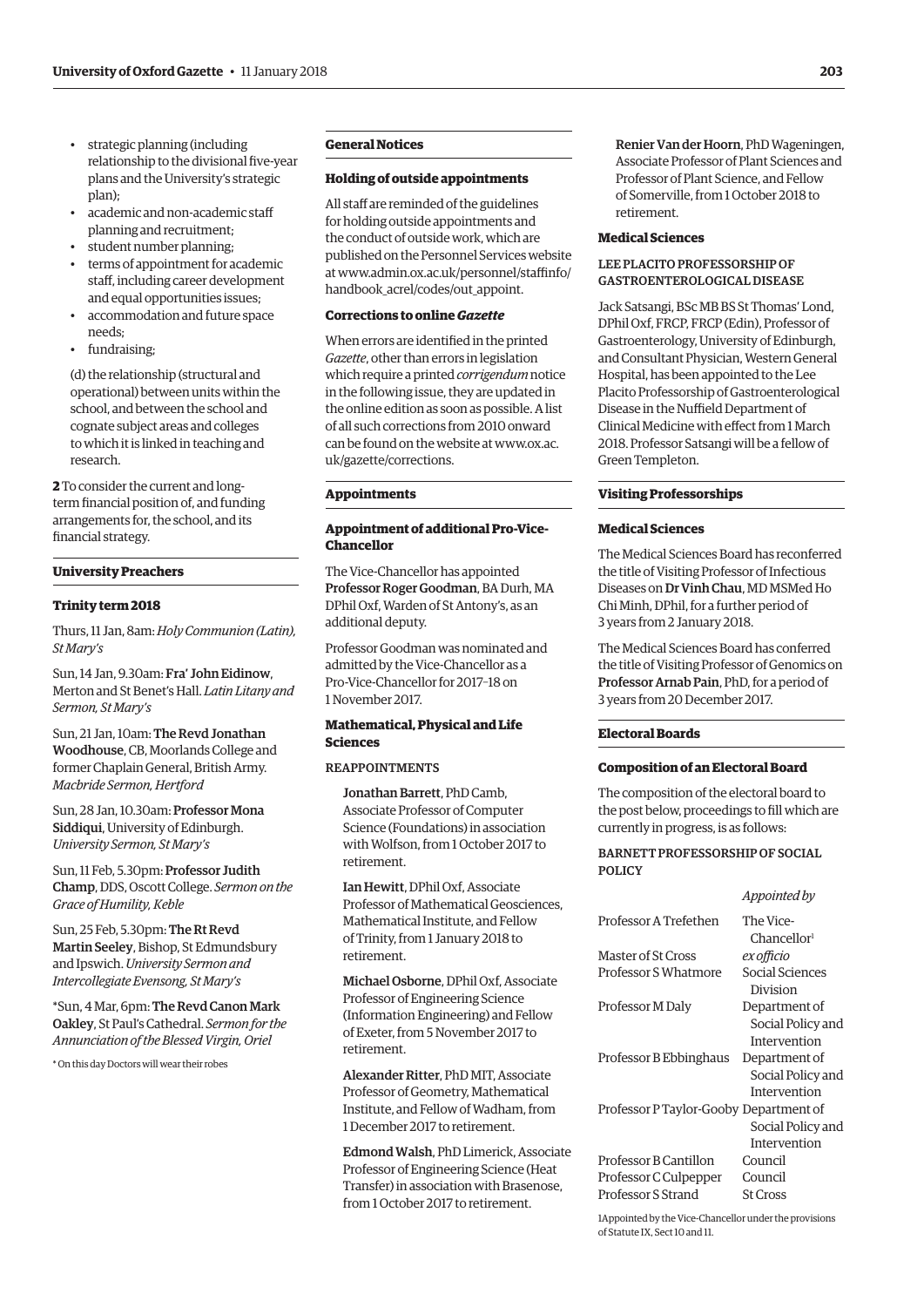- strategic planning (including relationship to the divisional five-year plans and the University's strategic plan);
- academic and non-academic staff planning and recruitment;
- student number planning;
- terms of appointment for academic staff, including career development and equal opportunities issues;
- accommodation and future space needs;
- fundraising;

(d) the relationship (structural and operational) between units within the school, and between the school and cognate subject areas and colleges to which it is linked in teaching and research.

**2** To consider the current and long-term financial position of, and funding arrangements for, the school, and its financial strategy.

## University Preachers

### Trinity term 2018

Thurs, 11 Jan, 8am: *Holy Communion (Latin), St Mary's*

Sun, 14 Jan, 9.30am: **Fra' John Eidinow**, Merton and St Benet's Hall. *Latin Litany and Sermon, St Mary's*

Sun, 21 Jan, 10am: **The Revd Jonathan Woodhouse**, CB, Moorlands College and former Chaplain General, British Army. *Macbride Sermon, Hertford*

Sun, 28 Jan, 10.30am: **Professor Mona Siddiqui**, University of Edinburgh. *University Sermon, St Mary's*

Sun, 11 Feb, 5.30pm: **Professor Judith Champ**, DDS, Oscott College. *Sermon on the Grace of Humility, Keble*

Sun, 25 Feb, 5.30pm: **The Rt Revd Martin Seeley**, Bishop, St Edmundsbury and Ipswich. *University Sermon and Intercollegiate Evensong, St Mary's*

*Sun, 4 Mar, 6pm: **The Revd Canon Mark Oakley**, St Paul's Cathedral. *Sermon for the Annunciation of the Blessed Virgin, Oriel*

* On this day Doctors will wear their robes

## General Notices

### Holding of outside appointments

All staff are reminded of the guidelines for holding outside appointments and the conduct of outside work, which are published on the Personnel Services website at www.admin.ox.ac.uk/personnel/staffinfo/handbook_acrel/codes/out_appoint.

### Corrections to online *Gazette*

When errors are identified in the printed *Gazette*, other than errors in legislation which require a printed *corrigendum* notice in the following issue, they are updated in the online edition as soon as possible. A list of all such corrections from 2010 onward can be found on the website at www.ox.ac.uk/gazette/corrections.

## Appointments

### Appointment of additional Pro-Vice-Chancellor

The Vice-Chancellor has appointed **Professor Roger Goodman**, BA Durh, MA DPhil Oxf, Warden of St Antony's, as an additional deputy.

Professor Goodman was nominated and admitted by the Vice-Chancellor as a Pro-Vice-Chancellor for 2017–18 on 1 November 2017.

### Mathematical, Physical and Life Sciences

REAPPOINTMENTS

**Jonathan Barrett**, PhD Camb, Associate Professor of Computer Science (Foundations) in association with Wolfson, from 1 October 2017 to retirement.

**Ian Hewitt**, DPhil Oxf, Associate Professor of Mathematical Geosciences, Mathematical Institute, and Fellow of Trinity, from 1 January 2018 to retirement.

**Michael Osborne**, DPhil Oxf, Associate Professor of Engineering Science (Information Engineering) and Fellow of Exeter, from 5 November 2017 to retirement.

**Alexander Ritter**, PhD MIT, Associate Professor of Geometry, Mathematical Institute, and Fellow of Wadham, from 1 December 2017 to retirement.

**Edmond Walsh**, PhD Limerick, Associate Professor of Engineering Science (Heat Transfer) in association with Brasenose, from 1 October 2017 to retirement.

**Renier Van der Hoorn**, PhD Wageningen, Associate Professor of Plant Sciences and Professor of Plant Science, and Fellow of Somerville, from 1 October 2018 to retirement.

### Medical Sciences

LEE PLACITO PROFESSORSHIP OF GASTROENTEROLOGICAL DISEASE

Jack Satsangi, BSc MB BS St Thomas' Lond, DPhil Oxf, FRCP, FRCP (Edin), Professor of Gastroenterology, University of Edinburgh, and Consultant Physician, Western General Hospital, has been appointed to the Lee Placito Professorship of Gastroenterological Disease in the Nuffield Department of Clinical Medicine with effect from 1 March 2018. Professor Satsangi will be a fellow of Green Templeton.

## Visiting Professorships

### Medical Sciences

The Medical Sciences Board has reconferred the title of Visiting Professor of Infectious Diseases on **Dr Vinh Chau**, MD MSMed Ho Chi Minh, DPhil, for a further period of 3 years from 2 January 2018.

The Medical Sciences Board has conferred the title of Visiting Professor of Genomics on **Professor Arnab Pain**, PhD, for a period of 3 years from 20 December 2017.

## Electoral Boards

### Composition of an Electoral Board

The composition of the electoral board to the post below, proceedings to fill which are currently in progress, is as follows:

BARNETT PROFESSORSHIP OF SOCIAL POLICY

| | *Appointed by* |
|---|---|
| Professor A Trefethen | The Vice-Chancellor[1] |
| Master of St Cross | *ex officio* |
| Professor S Whatmore | Social Sciences Division |
| Professor M Daly | Department of Social Policy and Intervention |
| Professor B Ebbinghaus | Department of Social Policy and Intervention |
| Professor P Taylor-Gooby | Department of Social Policy and Intervention |
| Professor B Cantillon | Council |
| Professor C Culpepper | Council |
| Professor S Strand | St Cross |

1 Appointed by the Vice-Chancellor under the provisions of Statute IX, Sect 10 and 11.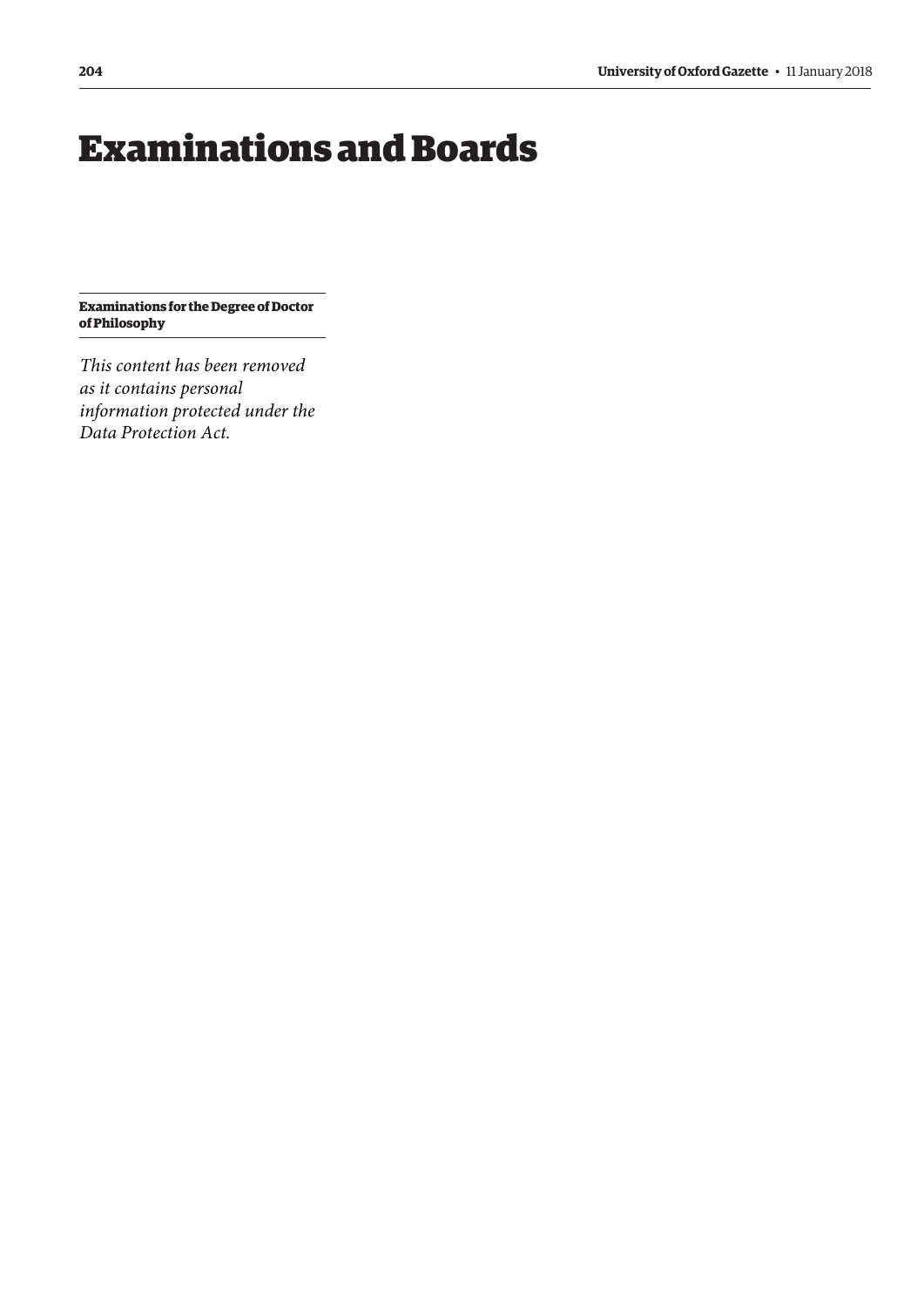# Examinations and Boards

**Examinations for the Degree of Doctor of Philosophy**

*This content has been removed as it contains personal information protected under the Data Protection Act.*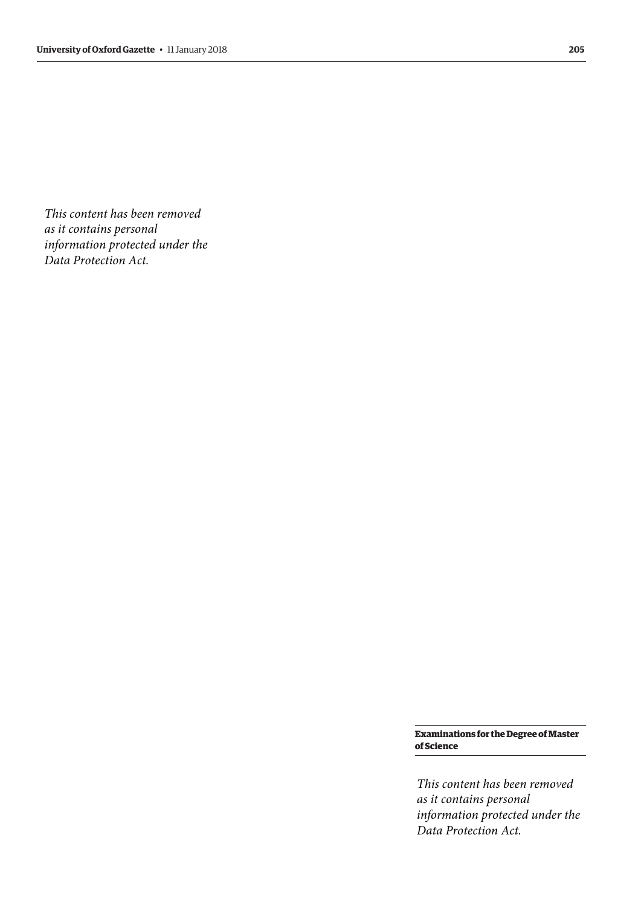*This content has been removed as it contains personal information protected under the Data Protection Act.*

### Examinations for the Degree of Master of Science

*This content has been removed as it contains personal information protected under the Data Protection Act.*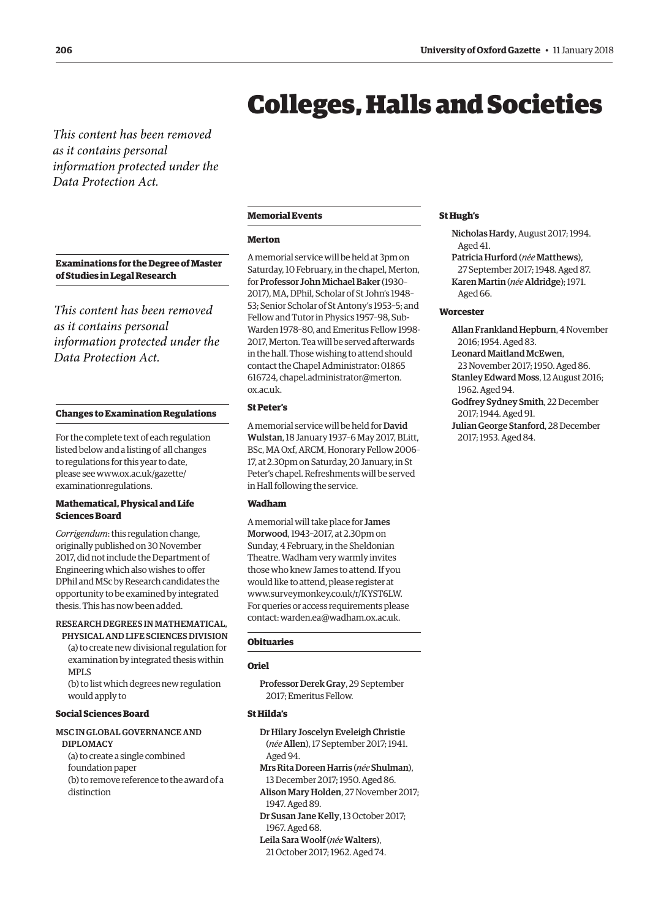# Colleges, Halls and Societies

*This content has been removed as it contains personal information protected under the Data Protection Act.*

### Examinations for the Degree of Master of Studies in Legal Research

*This content has been removed as it contains personal information protected under the Data Protection Act.*

### Changes to Examination Regulations

For the complete text of each regulation listed below and a listing of all changes to regulations for this year to date, please see www.ox.ac.uk/gazette/examinationregulations.

#### Mathematical, Physical and Life Sciences Board

*Corrigendum*: this regulation change, originally published on 30 November 2017, did not include the Department of Engineering which also wishes to offer DPhil and MSc by Research candidates the opportunity to be examined by integrated thesis. This has now been added.

RESEARCH DEGREES IN MATHEMATICAL, PHYSICAL AND LIFE SCIENCES DIVISION

(a) to create new divisional regulation for examination by integrated thesis within MPLS

(b) to list which degrees new regulation would apply to

#### Social Sciences Board

MSC IN GLOBAL GOVERNANCE AND DIPLOMACY

(a) to create a single combined foundation paper

(b) to remove reference to the award of a distinction

### Memorial Events

#### Merton

A memorial service will be held at 3pm on Saturday, 10 February, in the chapel, Merton, for **Professor John Michael Baker** (1930–2017), MA, DPhil, Scholar of St John's 1948–53; Senior Scholar of St Antony's 1953–5; and Fellow and Tutor in Physics 1957–98, Sub-Warden 1978–80, and Emeritus Fellow 1998-2017, Merton. Tea will be served afterwards in the hall. Those wishing to attend should contact the Chapel Administrator: 01865 616724, chapel.administrator@merton.ox.ac.uk.

#### St Peter's

A memorial service will be held for **David Wulstan**, 18 January 1937–6 May 2017, BLitt, BSc, MA Oxf, ARCM, Honorary Fellow 2006–17, at 2.30pm on Saturday, 20 January, in St Peter's chapel. Refreshments will be served in Hall following the service.

#### Wadham

A memorial will take place for **James Morwood**, 1943–2017, at 2.30pm on Sunday, 4 February, in the Sheldonian Theatre. Wadham very warmly invites those who knew James to attend. If you would like to attend, please register at www.surveymonkey.co.uk/r/KYST6LW. For queries or access requirements please contact: warden.ea@wadham.ox.ac.uk.

### Obituaries

#### Oriel

**Professor Derek Gray**, 29 September 2017; Emeritus Fellow.

#### St Hilda's

**Dr Hilary Joscelyn Eveleigh Christie** (*née* **Allen**), 17 September 2017; 1941. Aged 94.

**Mrs Rita Doreen Harris** (*née* **Shulman**), 13 December 2017; 1950. Aged 86.

**Alison Mary Holden**, 27 November 2017; 1947. Aged 89.

**Dr Susan Jane Kelly**, 13 October 2017; 1967. Aged 68.

**Leila Sara Woolf** (*née* **Walters**), 21 October 2017; 1962. Aged 74.

#### St Hugh's

**Nicholas Hardy**, August 2017; 1994. Aged 41.

**Patricia Hurford** (*née* **Matthews**), 27 September 2017; 1948. Aged 87.

**Karen Martin** (*née* **Aldridge**); 1971. Aged 66.

#### Worcester

**Allan Frankland Hepburn**, 4 November 2016; 1954. Aged 83.

**Leonard Maitland McEwen**, 23 November 2017; 1950. Aged 86.

**Stanley Edward Moss**, 12 August 2016; 1962. Aged 94.

**Godfrey Sydney Smith**, 22 December 2017; 1944. Aged 91.

**Julian George Stanford**, 28 December 2017; 1953. Aged 84.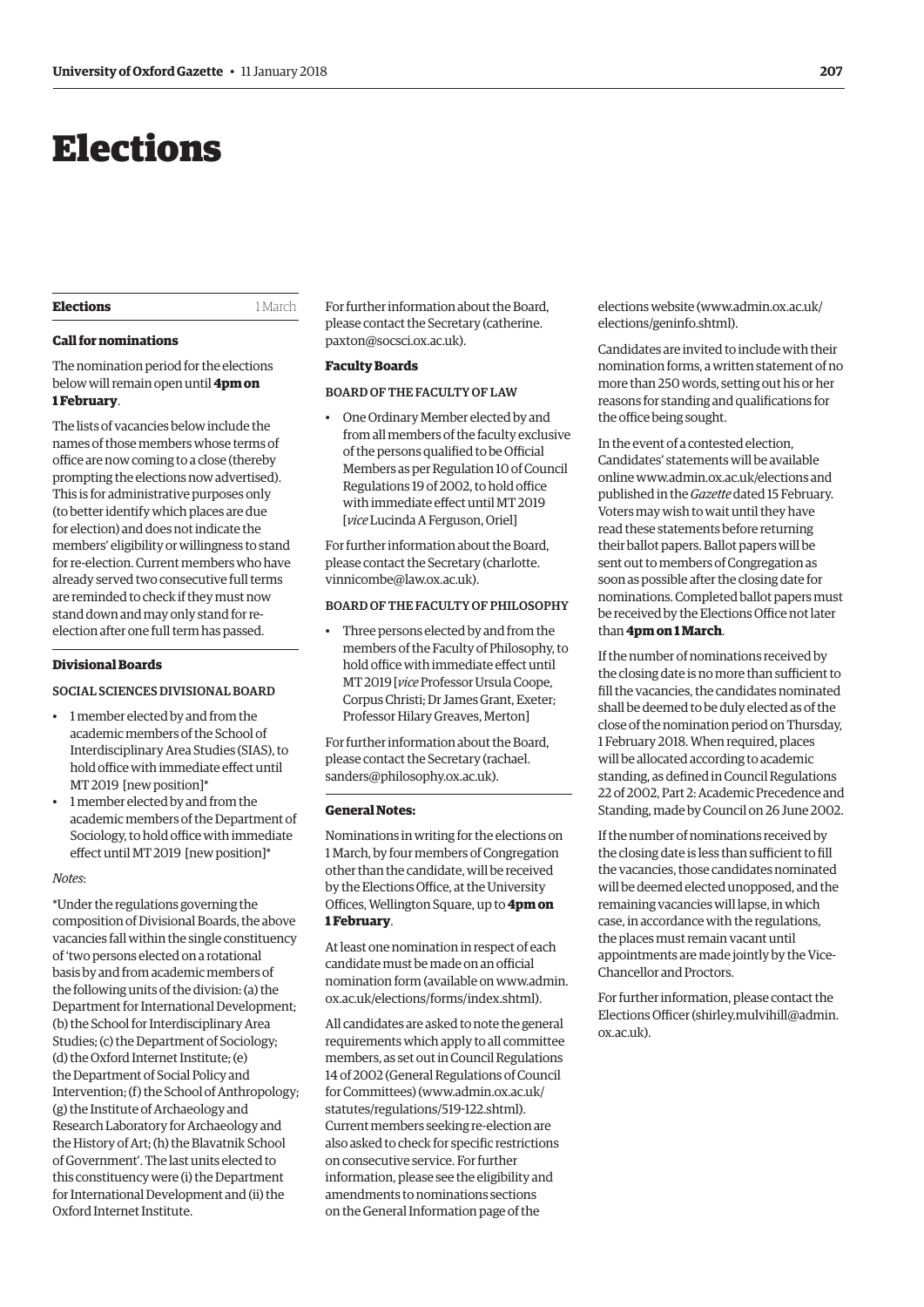# Elections

## Elections

1 March

### Call for nominations

The nomination period for the elections below will remain open until **4pm on 1 February**.

The lists of vacancies below include the names of those members whose terms of office are now coming to a close (thereby prompting the elections now advertised). This is for administrative purposes only (to better identify which places are due for election) and does not indicate the members' eligibility or willingness to stand for re-election. Current members who have already served two consecutive full terms are reminded to check if they must now stand down and may only stand for re-election after one full term has passed.

### Divisional Boards

#### SOCIAL SCIENCES DIVISIONAL BOARD

- 1 member elected by and from the academic members of the School of Interdisciplinary Area Studies (SIAS), to hold office with immediate effect until MT 2019 [new position]*
- 1 member elected by and from the academic members of the Department of Sociology, to hold office with immediate effect until MT 2019 [new position]*

*Notes*:

*Under the regulations governing the composition of Divisional Boards, the above vacancies fall within the single constituency of 'two persons elected on a rotational basis by and from academic members of the following units of the division: (a) the Department for International Development; (b) the School for Interdisciplinary Area Studies; (c) the Department of Sociology; (d) the Oxford Internet Institute; (e) the Department of Social Policy and Intervention; (f) the School of Anthropology; (g) the Institute of Archaeology and Research Laboratory for Archaeology and the History of Art; (h) the Blavatnik School of Government'. The last units elected to this constituency were (i) the Department for International Development and (ii) the Oxford Internet Institute.

For further information about the Board, please contact the Secretary (catherine.paxton@socsci.ox.ac.uk).

### Faculty Boards

#### BOARD OF THE FACULTY OF LAW

- One Ordinary Member elected by and from all members of the faculty exclusive of the persons qualified to be Official Members as per Regulation 10 of Council Regulations 19 of 2002, to hold office with immediate effect until MT 2019 [*vice* Lucinda A Ferguson, Oriel]

For further information about the Board, please contact the Secretary (charlotte.vinnicombe@law.ox.ac.uk).

#### BOARD OF THE FACULTY OF PHILOSOPHY

- Three persons elected by and from the members of the Faculty of Philosophy, to hold office with immediate effect until MT 2019 [*vice* Professor Ursula Coope, Corpus Christi; Dr James Grant, Exeter; Professor Hilary Greaves, Merton]

For further information about the Board, please contact the Secretary (rachael.sanders@philosophy.ox.ac.uk).

### General Notes:

Nominations in writing for the elections on 1 March, by four members of Congregation other than the candidate, will be received by the Elections Office, at the University Offices, Wellington Square, up to **4pm on 1 February**.

At least one nomination in respect of each candidate must be made on an official nomination form (available on www.admin.ox.ac.uk/elections/forms/index.shtml).

All candidates are asked to note the general requirements which apply to all committee members, as set out in Council Regulations 14 of 2002 (General Regulations of Council for Committees) (www.admin.ox.ac.uk/statutes/regulations/519-122.shtml). Current members seeking re-election are also asked to check for specific restrictions on consecutive service. For further information, please see the eligibility and amendments to nominations sections on the General Information page of the elections website (www.admin.ox.ac.uk/elections/geninfo.shtml).

Candidates are invited to include with their nomination forms, a written statement of no more than 250 words, setting out his or her reasons for standing and qualifications for the office being sought.

In the event of a contested election, Candidates' statements will be available online www.admin.ox.ac.uk/elections and published in the *Gazette* dated 15 February. Voters may wish to wait until they have read these statements before returning their ballot papers. Ballot papers will be sent out to members of Congregation as soon as possible after the closing date for nominations. Completed ballot papers must be received by the Elections Office not later than **4pm on 1 March**.

If the number of nominations received by the closing date is no more than sufficient to fill the vacancies, the candidates nominated shall be deemed to be duly elected as of the close of the nomination period on Thursday, 1 February 2018. When required, places will be allocated according to academic standing, as defined in Council Regulations 22 of 2002, Part 2: Academic Precedence and Standing, made by Council on 26 June 2002.

If the number of nominations received by the closing date is less than sufficient to fill the vacancies, those candidates nominated will be deemed elected unopposed, and the remaining vacancies will lapse, in which case, in accordance with the regulations, the places must remain vacant until appointments are made jointly by the Vice-Chancellor and Proctors.

For further information, please contact the Elections Officer (shirley.mulvihill@admin.ox.ac.uk).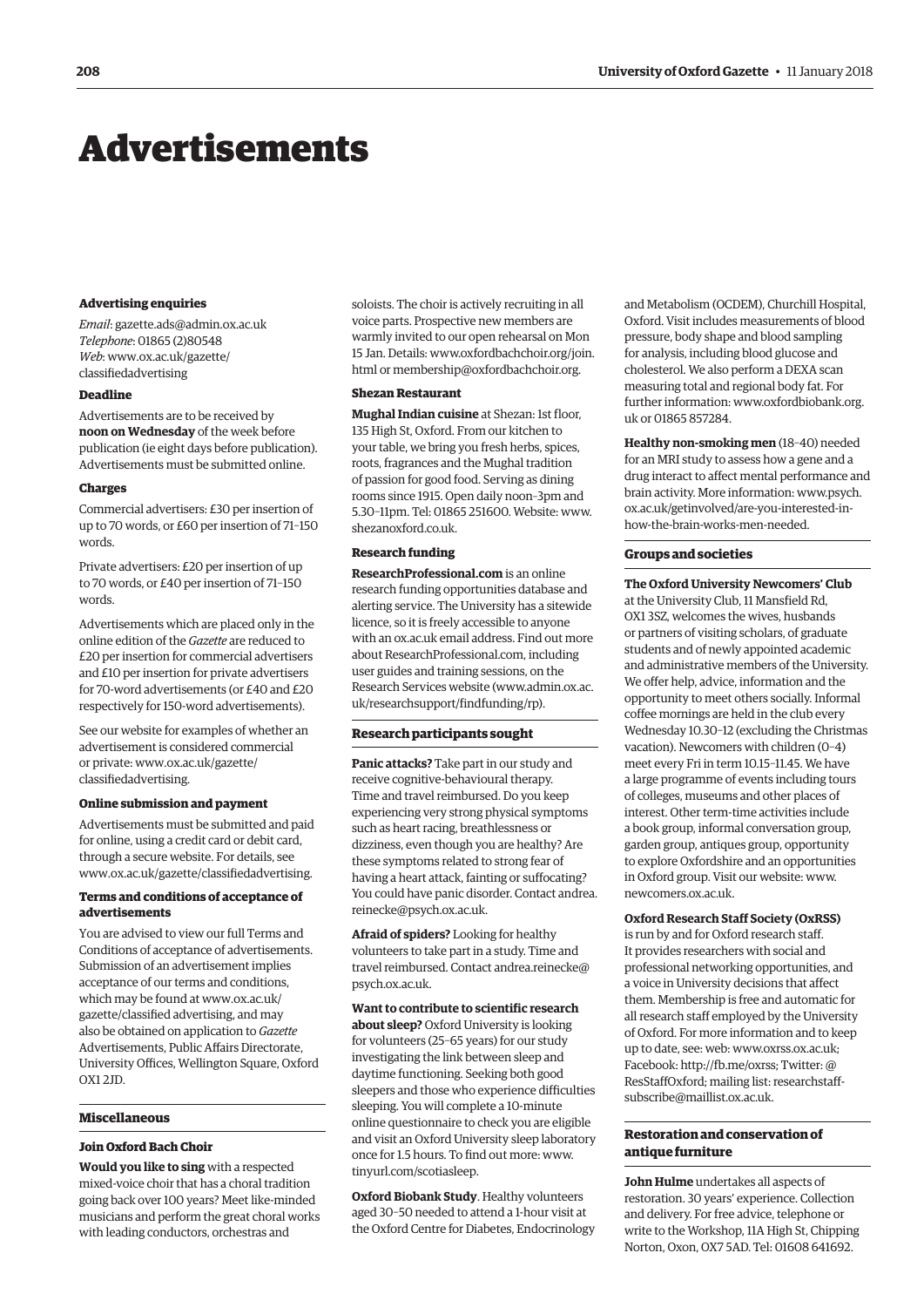# Advertisements

### Advertising enquiries

*Email*: gazette.ads@admin.ox.ac.uk
*Telephone*: 01865 (2)80548
*Web*: www.ox.ac.uk/gazette/classifiedadvertising

### Deadline

Advertisements are to be received by **noon on Wednesday** of the week before publication (ie eight days before publication). Advertisements must be submitted online.

### Charges

Commercial advertisers: £30 per insertion of up to 70 words, or £60 per insertion of 71–150 words.

Private advertisers: £20 per insertion of up to 70 words, or £40 per insertion of 71–150 words.

Advertisements which are placed only in the online edition of the *Gazette* are reduced to £20 per insertion for commercial advertisers and £10 per insertion for private advertisers for 70-word advertisements (or £40 and £20 respectively for 150-word advertisements).

See our website for examples of whether an advertisement is considered commercial or private: www.ox.ac.uk/gazette/classifiedadvertising.

### Online submission and payment

Advertisements must be submitted and paid for online, using a credit card or debit card, through a secure website. For details, see www.ox.ac.uk/gazette/classifiedadvertising.

### Terms and conditions of acceptance of advertisements

You are advised to view our full Terms and Conditions of acceptance of advertisements. Submission of an advertisement implies acceptance of our terms and conditions, which may be found at www.ox.ac.uk/gazette/classified advertising, and may also be obtained on application to *Gazette* Advertisements, Public Affairs Directorate, University Offices, Wellington Square, Oxford OX1 2JD.

## Miscellaneous

### Join Oxford Bach Choir

**Would you like to sing** with a respected mixed-voice choir that has a choral tradition going back over 100 years? Meet like-minded musicians and perform the great choral works with leading conductors, orchestras and soloists. The choir is actively recruiting in all voice parts. Prospective new members are warmly invited to our open rehearsal on Mon 15 Jan. Details: www.oxfordbachchoir.org/join.html or membership@oxfordbachchoir.org.

### Shezan Restaurant

**Mughal Indian cuisine** at Shezan: 1st floor, 135 High St, Oxford. From our kitchen to your table, we bring you fresh herbs, spices, roots, fragrances and the Mughal tradition of passion for good food. Serving as dining rooms since 1915. Open daily noon–3pm and 5.30–11pm. Tel: 01865 251600. Website: www.shezanoxford.co.uk.

### Research funding

**ResearchProfessional.com** is an online research funding opportunities database and alerting service. The University has a sitewide licence, so it is freely accessible to anyone with an ox.ac.uk email address. Find out more about ResearchProfessional.com, including user guides and training sessions, on the Research Services website (www.admin.ox.ac.uk/researchsupport/findfunding/rp).

## Research participants sought

**Panic attacks?** Take part in our study and receive cognitive-behavioural therapy. Time and travel reimbursed. Do you keep experiencing very strong physical symptoms such as heart racing, breathlessness or dizziness, even though you are healthy? Are these symptoms related to strong fear of having a heart attack, fainting or suffocating? You could have panic disorder. Contact andrea.reinecke@psych.ox.ac.uk.

**Afraid of spiders?** Looking for healthy volunteers to take part in a study. Time and travel reimbursed. Contact andrea.reinecke@psych.ox.ac.uk.

**Want to contribute to scientific research about sleep?** Oxford University is looking for volunteers (25–65 years) for our study investigating the link between sleep and daytime functioning. Seeking both good sleepers and those who experience difficulties sleeping. You will complete a 10-minute online questionnaire to check you are eligible and visit an Oxford University sleep laboratory once for 1.5 hours. To find out more: www.tinyurl.com/scotiasleep.

**Oxford Biobank Study**. Healthy volunteers aged 30–50 needed to attend a 1-hour visit at the Oxford Centre for Diabetes, Endocrinology and Metabolism (OCDEM), Churchill Hospital, Oxford. Visit includes measurements of blood pressure, body shape and blood sampling for analysis, including blood glucose and cholesterol. We also perform a DEXA scan measuring total and regional body fat. For further information: www.oxfordbiobank.org.uk or 01865 857284.

**Healthy non-smoking men** (18–40) needed for an MRI study to assess how a gene and a drug interact to affect mental performance and brain activity. More information: www.psych.ox.ac.uk/getinvolved/are-you-interested-in-how-the-brain-works-men-needed.

## Groups and societies

**The Oxford University Newcomers' Club** at the University Club, 11 Mansfield Rd, OX1 3SZ, welcomes the wives, husbands or partners of visiting scholars, of graduate students and of newly appointed academic and administrative members of the University. We offer help, advice, information and the opportunity to meet others socially. Informal coffee mornings are held in the club every Wednesday 10.30–12 (excluding the Christmas vacation). Newcomers with children (0–4) meet every Fri in term 10.15–11.45. We have a large programme of events including tours of colleges, museums and other places of interest. Other term-time activities include a book group, informal conversation group, garden group, antiques group, opportunity to explore Oxfordshire and an opportunities in Oxford group. Visit our website: www.newcomers.ox.ac.uk.

**Oxford Research Staff Society (OxRSS)** is run by and for Oxford research staff. It provides researchers with social and professional networking opportunities, and a voice in University decisions that affect them. Membership is free and automatic for all research staff employed by the University of Oxford. For more information and to keep up to date, see: web: www.oxrss.ox.ac.uk; Facebook: http://fb.me/oxrss; Twitter: @ResStaffOxford; mailing list: researchstaff-subscribe@maillist.ox.ac.uk.

## Restoration and conservation of antique furniture

**John Hulme** undertakes all aspects of restoration. 30 years' experience. Collection and delivery. For free advice, telephone or write to the Workshop, 11A High St, Chipping Norton, Oxon, OX7 5AD. Tel: 01608 641692.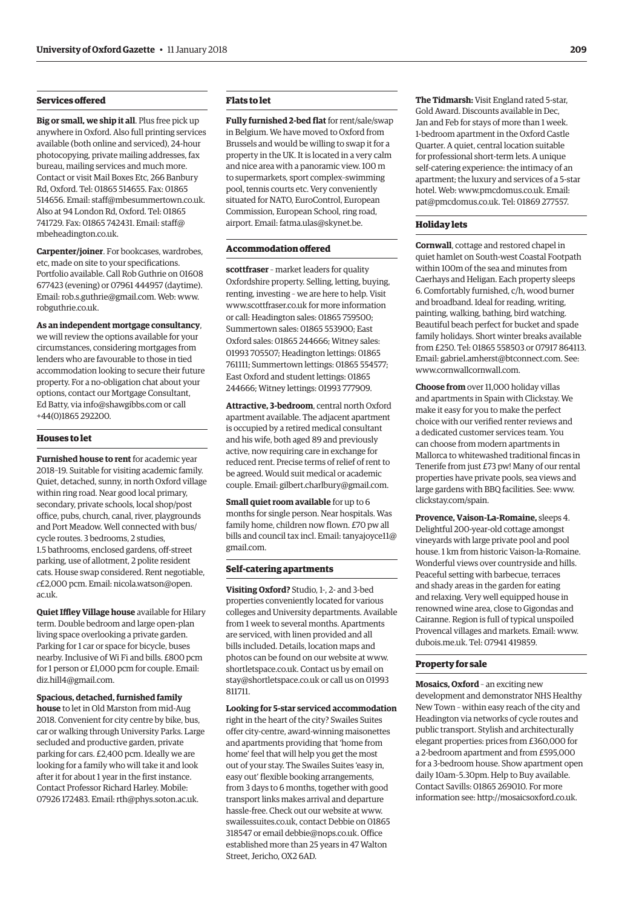## Services offered

**Big or small, we ship it all**. Plus free pick up anywhere in Oxford. Also full printing services available (both online and serviced), 24-hour photocopying, private mailing addresses, fax bureau, mailing services and much more. Contact or visit Mail Boxes Etc, 266 Banbury Rd, Oxford. Tel: 01865 514655. Fax: 01865 514656. Email: staff@mbesummertown.co.uk. Also at 94 London Rd, Oxford. Tel: 01865 741729. Fax: 01865 742431. Email: staff@mbeheadington.co.uk.

**Carpenter/joiner**. For bookcases, wardrobes, etc, made on site to your specifications. Portfolio available. Call Rob Guthrie on 01608 677423 (evening) or 07961 444957 (daytime). Email: rob.s.guthrie@gmail.com. Web: www.robguthrie.co.uk.

**As an independent mortgage consultancy**, we will review the options available for your circumstances, considering mortgages from lenders who are favourable to those in tied accommodation looking to secure their future property. For a no-obligation chat about your options, contact our Mortgage Consultant, Ed Batty, via info@shawgibbs.com or call +44(0)1865 292200.

## Houses to let

**Furnished house to rent** for academic year 2018–19. Suitable for visiting academic family. Quiet, detached, sunny, in north Oxford village within ring road. Near good local primary, secondary, private schools, local shop/post office, pubs, church, canal, river, playgrounds and Port Meadow. Well connected with bus/cycle routes. 3 bedrooms, 2 studies, 1.5 bathrooms, enclosed gardens, off-street parking, use of allotment, 2 polite resident cats. House swap considered. Rent negotiable, *c*£2,000 pcm. Email: nicola.watson@open.ac.uk.

**Quiet Iffley Village house** available for Hilary term. Double bedroom and large open-plan living space overlooking a private garden. Parking for 1 car or space for bicycle, buses nearby. Inclusive of Wi Fi and bills. £800 pcm for 1 person or £1,000 pcm for couple. Email: diz.hill4@gmail.com.

**Spacious, detached, furnished family house** to let in Old Marston from mid-Aug 2018. Convenient for city centre by bike, bus, car or walking through University Parks. Large secluded and productive garden, private parking for cars. £2,400 pcm. Ideally we are looking for a family who will take it and look after it for about 1 year in the first instance. Contact Professor Richard Harley. Mobile: 07926 172483. Email: rth@phys.soton.ac.uk.

## Flats to let

**Fully furnished 2-bed flat** for rent/sale/swap in Belgium. We have moved to Oxford from Brussels and would be willing to swap it for a property in the UK. It is located in a very calm and nice area with a panoramic view. 100 m to supermarkets, sport complex–swimming pool, tennis courts etc. Very conveniently situated for NATO, EuroControl, European Commission, European School, ring road, airport. Email: fatma.ulas@skynet.be.

## Accommodation offered

**scottfraser** – market leaders for quality Oxfordshire property. Selling, letting, buying, renting, investing – we are here to help. Visit www.scottfraser.co.uk for more information or call: Headington sales: 01865 759500; Summertown sales: 01865 553900; East Oxford sales: 01865 244666; Witney sales: 01993 705507; Headington lettings: 01865 761111; Summertown lettings: 01865 554577; East Oxford and student lettings: 01865 244666; Witney lettings: 01993 777909.

**Attractive, 3-bedroom**, central north Oxford apartment available. The adjacent apartment is occupied by a retired medical consultant and his wife, both aged 89 and previously active, now requiring care in exchange for reduced rent. Precise terms of relief of rent to be agreed. Would suit medical or academic couple. Email: gilbert.charlbury@gmail.com.

**Small quiet room available** for up to 6 months for single person. Near hospitals. Was family home, children now flown. £70 pw all bills and council tax incl. Email: tanyajoyce11@gmail.com.

## Self-catering apartments

**Visiting Oxford?** Studio, 1-, 2- and 3-bed properties conveniently located for various colleges and University departments. Available from 1 week to several months. Apartments are serviced, with linen provided and all bills included. Details, location maps and photos can be found on our website at www.shortletspace.co.uk. Contact us by email on stay@shortletspace.co.uk or call us on 01993 811711.

**Looking for 5-star serviced accommodation** right in the heart of the city? Swailes Suites offer city-centre, award-winning maisonettes and apartments providing that 'home from home' feel that will help you get the most out of your stay. The Swailes Suites 'easy in, easy out' flexible booking arrangements, from 3 days to 6 months, together with good transport links makes arrival and departure hassle-free. Check out our website at www.swailessuites.co.uk, contact Debbie on 01865 318547 or email debbie@nops.co.uk. Office established more than 25 years in 47 Walton Street, Jericho, OX2 6AD.

**The Tidmarsh:** Visit England rated 5-star, Gold Award. Discounts available in Dec, Jan and Feb for stays of more than 1 week. 1-bedroom apartment in the Oxford Castle Quarter. A quiet, central location suitable for professional short-term lets. A unique self-catering experience: the intimacy of an apartment; the luxury and services of a 5-star hotel. Web: www.pmcdomus.co.uk. Email: pat@pmcdomus.co.uk. Tel: 01869 277557.

## Holiday lets

**Cornwall**, cottage and restored chapel in quiet hamlet on South-west Coastal Footpath within 100m of the sea and minutes from Caerhays and Heligan. Each property sleeps 6. Comfortably furnished, c/h, wood burner and broadband. Ideal for reading, writing, painting, walking, bathing, bird watching. Beautiful beach perfect for bucket and spade family holidays. Short winter breaks available from £250. Tel: 01865 558503 or 07917 864113. Email: gabriel.amherst@btconnect.com. See: www.cornwallcornwall.com.

**Choose from** over 11,000 holiday villas and apartments in Spain with Clickstay. We make it easy for you to make the perfect choice with our verified renter reviews and a dedicated customer services team. You can choose from modern apartments in Mallorca to whitewashed traditional fincas in Tenerife from just £73 pw! Many of our rental properties have private pools, sea views and large gardens with BBQ facilities. See: www.clickstay.com/spain.

**Provence, Vaison-La-Romaine,** sleeps 4. Delightful 200-year-old cottage amongst vineyards with large private pool and pool house. 1 km from historic Vaison-la-Romaine. Wonderful views over countryside and hills. Peaceful setting with barbecue, terraces and shady areas in the garden for eating and relaxing. Very well equipped house in renowned wine area, close to Gigondas and Cairanne. Region is full of typical unspoiled Provencal villages and markets. Email: www.dubois.me.uk. Tel: 07941 419859.

## Property for sale

**Mosaics, Oxford** – an exciting new development and demonstrator NHS Healthy New Town – within easy reach of the city and Headington via networks of cycle routes and public transport. Stylish and architecturally elegant properties: prices from £360,000 for a 2-bedroom apartment and from £595,000 for a 3-bedroom house. Show apartment open daily 10am–5.30pm. Help to Buy available. Contact Savills: 01865 269010. For more information see: http://mosaicsoxford.co.uk.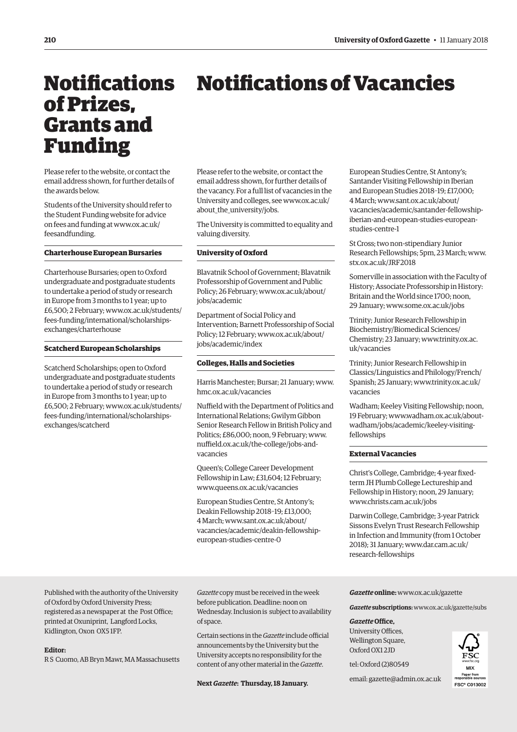# Notifications of Prizes, Grants and Funding

Please refer to the website, or contact the email address shown, for further details of the awards below.

Students of the University should refer to the Student Funding website for advice on fees and funding at www.ox.ac.uk/feesandfunding.

### Charterhouse European Bursaries

Charterhouse Bursaries; open to Oxford undergraduate and postgraduate students to undertake a period of study or research in Europe from 3 months to 1 year; up to £6,500; 2 February; www.ox.ac.uk/students/fees-funding/international/scholarships-exchanges/charterhouse

### Scatcherd European Scholarships

Scatcherd Scholarships; open to Oxford undergraduate and postgraduate students to undertake a period of study or research in Europe from 3 months to 1 year; up to £6,500; 2 February; www.ox.ac.uk/students/fees-funding/international/scholarships-exchanges/scatcherd

# Notifications of Vacancies

Please refer to the website, or contact the email address shown, for further details of the vacancy. For a full list of vacancies in the University and colleges, see www.ox.ac.uk/about_the_university/jobs.

The University is committed to equality and valuing diversity.

### University of Oxford

Blavatnik School of Government; Blavatnik Professorship of Government and Public Policy; 26 February; www.ox.ac.uk/about/jobs/academic

Department of Social Policy and Intervention; Barnett Professorship of Social Policy; 12 February; www.ox.ac.uk/about/jobs/academic/index

### Colleges, Halls and Societies

Harris Manchester; Bursar; 21 January; www.hmc.ox.ac.uk/vacancies

Nuffield with the Department of Politics and International Relations; Gwilym Gibbon Senior Research Fellow in British Policy and Politics; £86,000; noon, 9 February; www.nuffield.ox.ac.uk/the-college/jobs-and-vacancies

Queen's; College Career Development Fellowship in Law; £31,604; 12 February; www.queens.ox.ac.uk/vacancies

European Studies Centre, St Antony's; Deakin Fellowship 2018–19; £13,000; 4 March; www.sant.ox.ac.uk/about/vacancies/academic/deakin-fellowship-european-studies-centre-0

European Studies Centre, St Antony's; Santander Visiting Fellowship in Iberian and European Studies 2018–19; £17,000; 4 March; www.sant.ox.ac.uk/about/vacancies/academic/santander-fellowship-iberian-and-european-studies-european-studies-centre-1

St Cross; two non-stipendiary Junior Research Fellowships; 5pm, 23 March; www.stx.ox.ac.uk/JRF2018

Somerville in association with the Faculty of History; Associate Professorship in History: Britain and the World since 1700; noon, 29 January; www.some.ox.ac.uk/jobs

Trinity; Junior Research Fellowship in Biochemistry/Biomedical Sciences/Chemistry; 23 January; www.trinity.ox.ac.uk/vacancies

Trinity; Junior Research Fellowship in Classics/Linguistics and Philology/French/Spanish; 25 January; www.trinity.ox.ac.uk/vacancies

Wadham; Keeley Visiting Fellowship; noon, 19 February; www.wadham.ox.ac.uk/about-wadham/jobs/academic/keeley-visiting-fellowships

### External Vacancies

Christ's College, Cambridge; 4-year fixed-term JH Plumb College Lectureship and Fellowship in History; noon, 29 January; www.christs.cam.ac.uk/jobs

Darwin College, Cambridge; 3-year Patrick Sissons Evelyn Trust Research Fellowship in Infection and Immunity (from 1 October 2018); 31 January; www.dar.cam.ac.uk/research-fellowships

---

Published with the authority of the University of Oxford by Oxford University Press; registered as a newspaper at the Post Office; printed at Oxuniprint, Langford Locks, Kidlington, Oxon OX5 1FP.

**Editor:**
R S Cuomo, AB Bryn Mawr, MA Massachusetts

*Gazette* copy must be received in the week before publication. Deadline: noon on Wednesday. Inclusion is subject to availability of space.

Certain sections in the *Gazette* include official announcements by the University but the University accepts no responsibility for the content of any other material in the *Gazette*.

**Next *Gazette*: Thursday, 18 January.**

***Gazette* online:** www.ox.ac.uk/gazette

***Gazette* subscriptions:** www.ox.ac.uk/gazette/subs

***Gazette* Office,**
University Offices,
Wellington Square,
Oxford OX1 2JD

tel: Oxford (2)80549

email: gazette@admin.ox.ac.uk

FSC www.fsc.org MIX Paper from responsible sources FSC® C013002